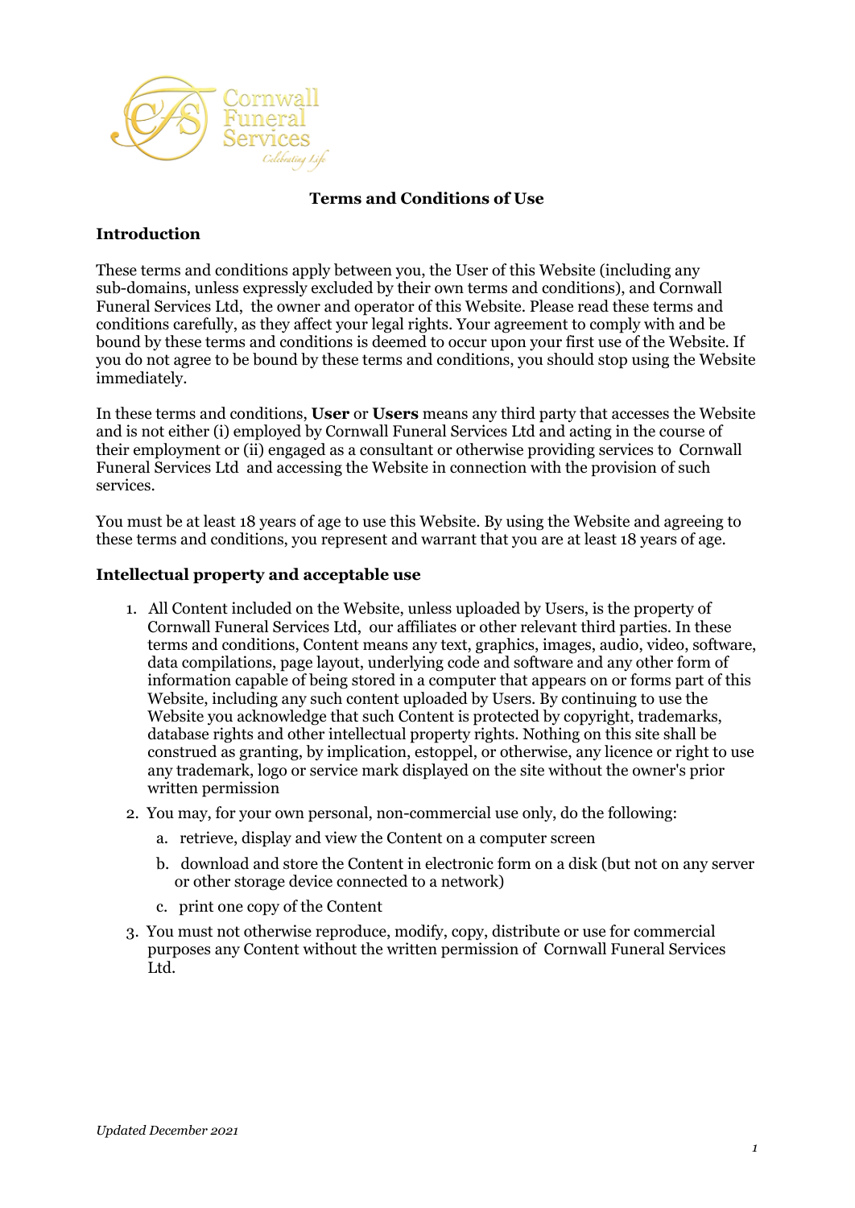# Terms and Conditions of Use

## Introduction

These terms and conditions apply between you, the User of this Website (including any sub-domains, unless expressly excluded by their own terms and conditions), and Cornwall Funeral Services Ltd, the owner and operator of this Website. Please read these terms and conditions carefully, as they affect your legal rights. Your agreement to comply with and be bound by these terms and conditions is deemed to occur upon your first use of the Website. If you do not agree to be bound by these terms and conditions, you should stop using the Website immediately.

In these terms and conditions, **User** or **Users** means any third party that accesses the Website and is not either (i) employed by Cornwall Funeral Services Ltd and acting in the course of their employment or (ii) engaged as a consultant or otherwise providing services to Cornwall Funeral Services Ltd and accessing the Website in connection with the provision of such services.

You must be at least 18 years of age to use this Website. By using the Website and agreeing to these terms and conditions, you represent and warrant that you are at least 18 years of age.

## Intellectual property and acceptable use

1. All Content included on the Website, unless uploaded by Users, is the property of Cornwall Funeral Services Ltd, our affiliates or other relevant third parties. In these terms and conditions, Content means any text, graphics, images, audio, video, software, data compilations, page layout, underlying code and software and any other form of information capable of being stored in a computer that appears on or forms part of this Website, including any such content uploaded by Users. By continuing to use the Website you acknowledge that such Content is protected by copyright, trademarks, database rights and other intellectual property rights. Nothing on this site shall be construed as granting, by implication, estoppel, or otherwise, any licence or right to use any trademark, logo or service mark displayed on the site without the owner's prior written permission
2. You may, for your own personal, non-commercial use only, do the following:
   a. retrieve, display and view the Content on a computer screen
   b. download and store the Content in electronic form on a disk (but not on any server or other storage device connected to a network)
   c. print one copy of the Content
3. You must not otherwise reproduce, modify, copy, distribute or use for commercial purposes any Content without the written permission of Cornwall Funeral Services Ltd.

*Updated December 2021*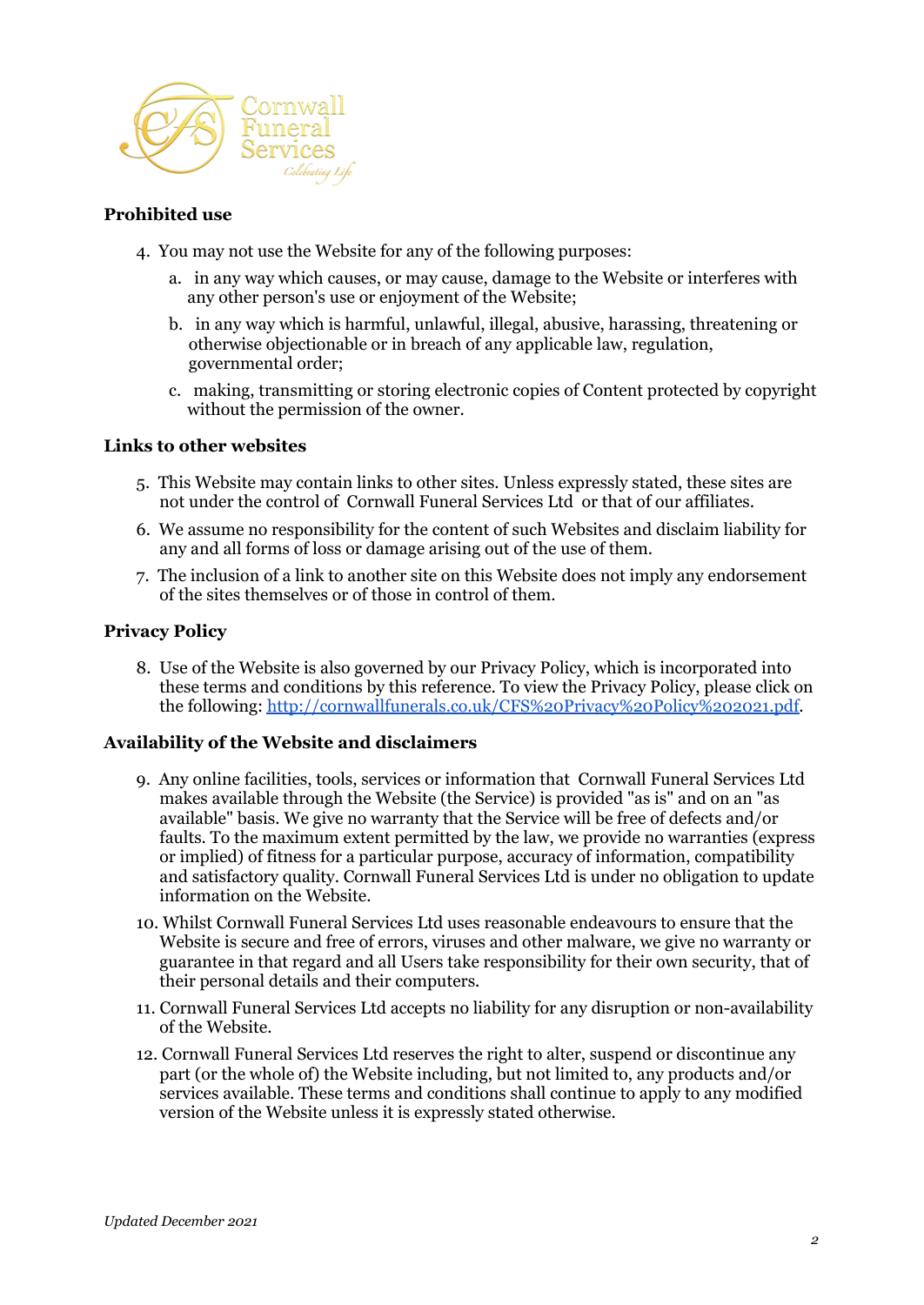## Prohibited use

4. You may not use the Website for any of the following purposes:
    a. in any way which causes, or may cause, damage to the Website or interferes with any other person's use or enjoyment of the Website;
    b. in any way which is harmful, unlawful, illegal, abusive, harassing, threatening or otherwise objectionable or in breach of any applicable law, regulation, governmental order;
    c. making, transmitting or storing electronic copies of Content protected by copyright without the permission of the owner.

## Links to other websites

5. This Website may contain links to other sites. Unless expressly stated, these sites are not under the control of Cornwall Funeral Services Ltd or that of our affiliates.
6. We assume no responsibility for the content of such Websites and disclaim liability for any and all forms of loss or damage arising out of the use of them.
7. The inclusion of a link to another site on this Website does not imply any endorsement of the sites themselves or of those in control of them.

## Privacy Policy

8. Use of the Website is also governed by our Privacy Policy, which is incorporated into these terms and conditions by this reference. To view the Privacy Policy, please click on the following: [http://cornwallfunerals.co.uk/CFS%20Privacy%20Policy%202021.pdf](http://cornwallfunerals.co.uk/CFS%20Privacy%20Policy%202021.pdf).

## Availability of the Website and disclaimers

9. Any online facilities, tools, services or information that Cornwall Funeral Services Ltd makes available through the Website (the Service) is provided "as is" and on an "as available" basis. We give no warranty that the Service will be free of defects and/or faults. To the maximum extent permitted by the law, we provide no warranties (express or implied) of fitness for a particular purpose, accuracy of information, compatibility and satisfactory quality. Cornwall Funeral Services Ltd is under no obligation to update information on the Website.
10. Whilst Cornwall Funeral Services Ltd uses reasonable endeavours to ensure that the Website is secure and free of errors, viruses and other malware, we give no warranty or guarantee in that regard and all Users take responsibility for their own security, that of their personal details and their computers.
11. Cornwall Funeral Services Ltd accepts no liability for any disruption or non-availability of the Website.
12. Cornwall Funeral Services Ltd reserves the right to alter, suspend or discontinue any part (or the whole of) the Website including, but not limited to, any products and/or services available. These terms and conditions shall continue to apply to any modified version of the Website unless it is expressly stated otherwise.

*Updated December 2021*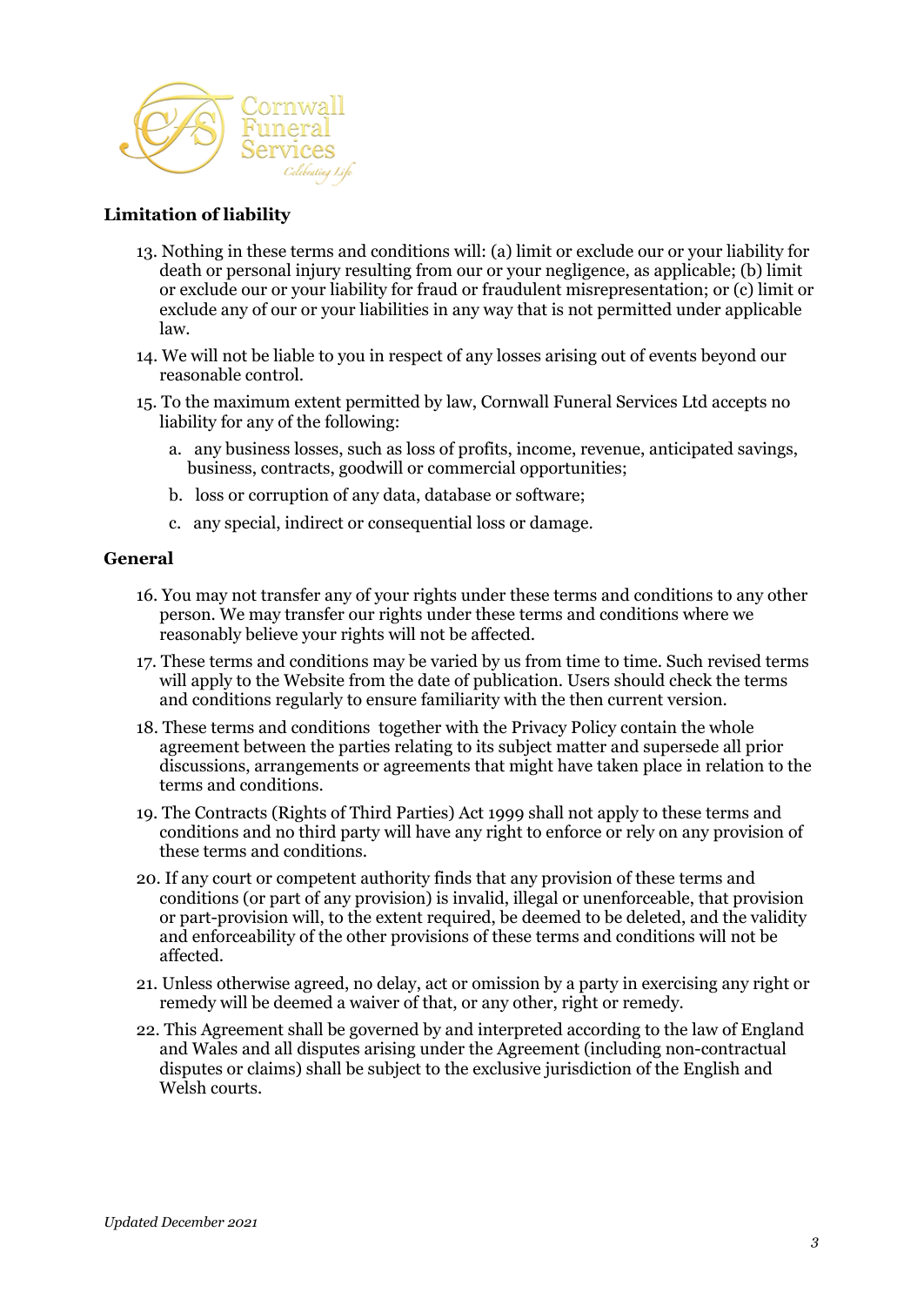## Limitation of liability

13. Nothing in these terms and conditions will: (a) limit or exclude our or your liability for death or personal injury resulting from our or your negligence, as applicable; (b) limit or exclude our or your liability for fraud or fraudulent misrepresentation; or (c) limit or exclude any of our or your liabilities in any way that is not permitted under applicable law.
14. We will not be liable to you in respect of any losses arising out of events beyond our reasonable control.
15. To the maximum extent permitted by law, Cornwall Funeral Services Ltd accepts no liability for any of the following:
    a. any business losses, such as loss of profits, income, revenue, anticipated savings, business, contracts, goodwill or commercial opportunities;
    b. loss or corruption of any data, database or software;
    c. any special, indirect or consequential loss or damage.

## General

16. You may not transfer any of your rights under these terms and conditions to any other person. We may transfer our rights under these terms and conditions where we reasonably believe your rights will not be affected.
17. These terms and conditions may be varied by us from time to time. Such revised terms will apply to the Website from the date of publication. Users should check the terms and conditions regularly to ensure familiarity with the then current version.
18. These terms and conditions together with the Privacy Policy contain the whole agreement between the parties relating to its subject matter and supersede all prior discussions, arrangements or agreements that might have taken place in relation to the terms and conditions.
19. The Contracts (Rights of Third Parties) Act 1999 shall not apply to these terms and conditions and no third party will have any right to enforce or rely on any provision of these terms and conditions.
20. If any court or competent authority finds that any provision of these terms and conditions (or part of any provision) is invalid, illegal or unenforceable, that provision or part-provision will, to the extent required, be deemed to be deleted, and the validity and enforceability of the other provisions of these terms and conditions will not be affected.
21. Unless otherwise agreed, no delay, act or omission by a party in exercising any right or remedy will be deemed a waiver of that, or any other, right or remedy.
22. This Agreement shall be governed by and interpreted according to the law of England and Wales and all disputes arising under the Agreement (including non-contractual disputes or claims) shall be subject to the exclusive jurisdiction of the English and Welsh courts.

*Updated December 2021*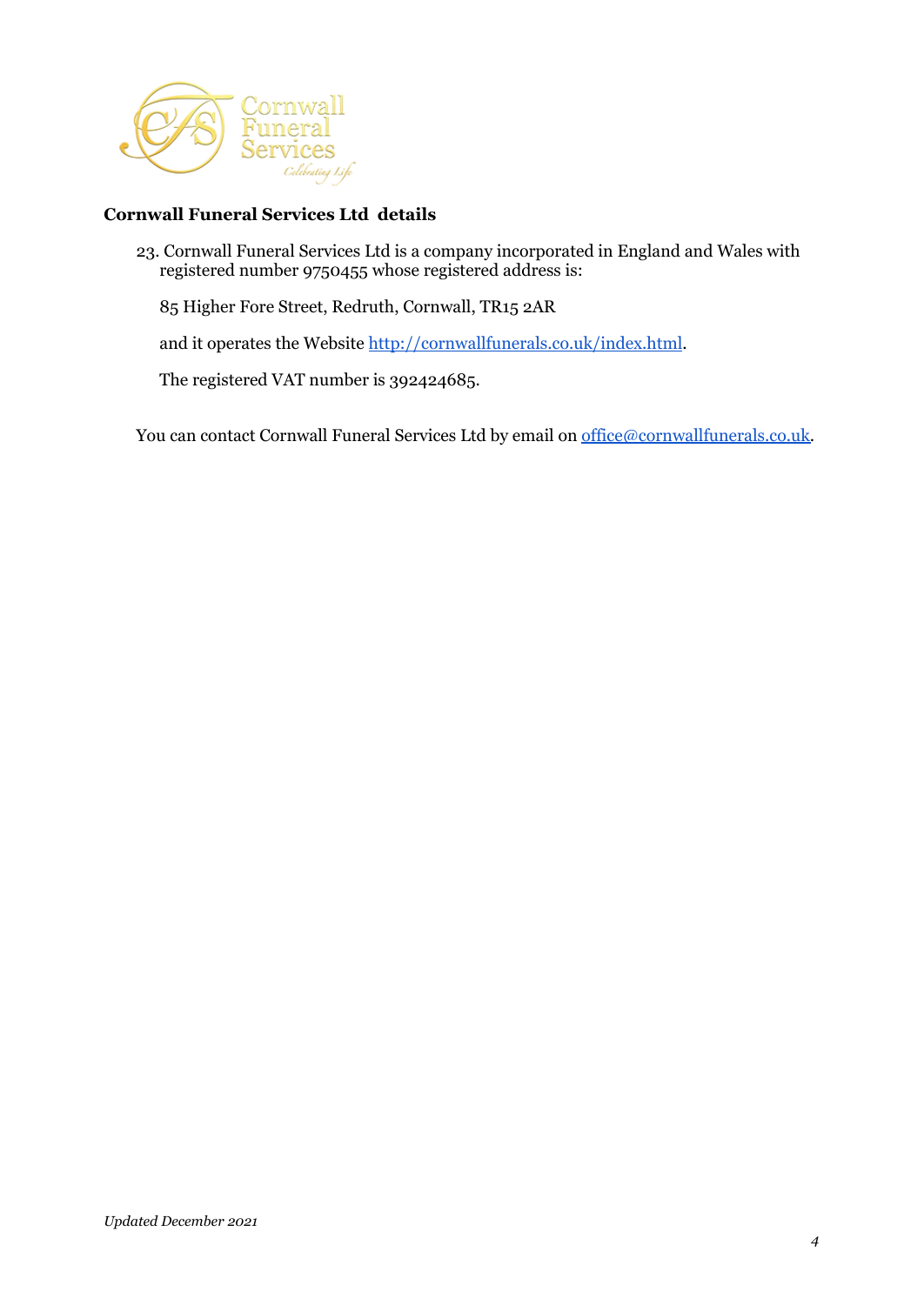**Cornwall Funeral Services Ltd details**

23. Cornwall Funeral Services Ltd is a company incorporated in England and Wales with registered number 9750455 whose registered address is:

 85 Higher Fore Street, Redruth, Cornwall, TR15 2AR

 and it operates the Website http://cornwallfunerals.co.uk/index.html.

 The registered VAT number is 392424685.

You can contact Cornwall Funeral Services Ltd by email on office@cornwallfunerals.co.uk.

*Updated December 2021*